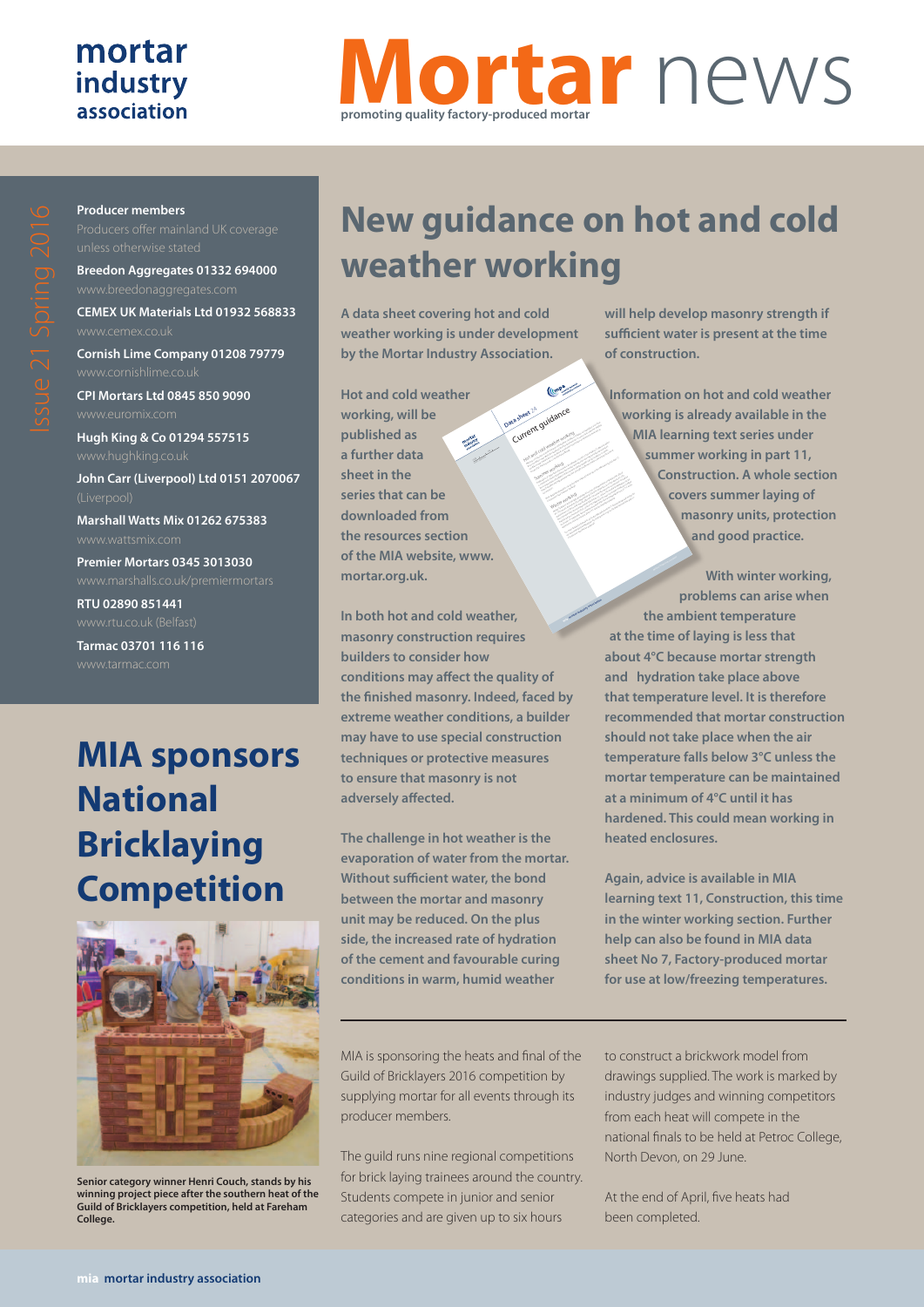# Mortar news

promoting quality factory-produced mortar

mortar industry association

Issue 21 Spring 2016

**Producer members**

Producers offer mainland UK coverage unless otherwise stated

**Breedon Aggregates 01332 694000**
www.breedonaggregates.com

**CEMEX UK Materials Ltd 01932 568833**
www.cemex.co.uk

**Cornish Lime Company 01208 79779**
www.cornishlime.co.uk

**CPI Mortars Ltd 0845 850 9090**
www.euromix.com

**Hugh King & Co 01294 557515**
www.hughking.co.uk

**John Carr (Liverpool) Ltd 0151 2070067**
(Liverpool)

**Marshall Watts Mix 01262 675383**
www.wattsmix.com

**Premier Mortars 0345 3013030**
www.marshalls.co.uk/premiermortars

**RTU 02890 851441**
www.rtu.co.uk (Belfast)

**Tarmac 03701 116 116**
www.tarmac.com

## New guidance on hot and cold weather working

**A data sheet covering hot and cold weather working is under development by the Mortar Industry Association.**

**Hot and cold weather working, will be published as a further data sheet in the series that can be downloaded from the resources section of the MIA website, www.mortar.org.uk.**

**In both hot and cold weather, masonry construction requires builders to consider how conditions may affect the quality of the finished masonry. Indeed, faced by extreme weather conditions, a builder may have to use special construction techniques or protective measures to ensure that masonry is not adversely affected.**

**The challenge in hot weather is the evaporation of water from the mortar. Without sufficient water, the bond between the mortar and masonry unit may be reduced. On the plus side, the increased rate of hydration of the cement and favourable curing conditions in warm, humid weather will help develop masonry strength if sufficient water is present at the time of construction.**

**Information on hot and cold weather working is already available in the MIA learning text series under summer working in part 11, Construction. A whole section covers summer laying of masonry units, protection and good practice.**

**With winter working, problems can arise when the ambient temperature at the time of laying is less that about 4°C because mortar strength and hydration take place above that temperature level. It is therefore recommended that mortar construction should not take place when the air temperature falls below 3°C unless the mortar temperature can be maintained at a minimum of 4°C until it has hardened. This could mean working in heated enclosures.**

**Again, advice is available in MIA learning text 11, Construction, this time in the winter working section. Further help can also be found in MIA data sheet No 7, Factory-produced mortar for use at low/freezing temperatures.**

## MIA sponsors National Bricklaying Competition

Senior category winner Henri Couch, stands by his winning project piece after the southern heat of the Guild of Bricklayers competition, held at Fareham College.

MIA is sponsoring the heats and final of the Guild of Bricklayers 2016 competition by supplying mortar for all events through its producer members.

The guild runs nine regional competitions for brick laying trainees around the country. Students compete in junior and senior categories and are given up to six hours to construct a brickwork model from drawings supplied. The work is marked by industry judges and winning competitors from each heat will compete in the national finals to be held at Petroc College, North Devon, on 29 June.

At the end of April, five heats had been completed.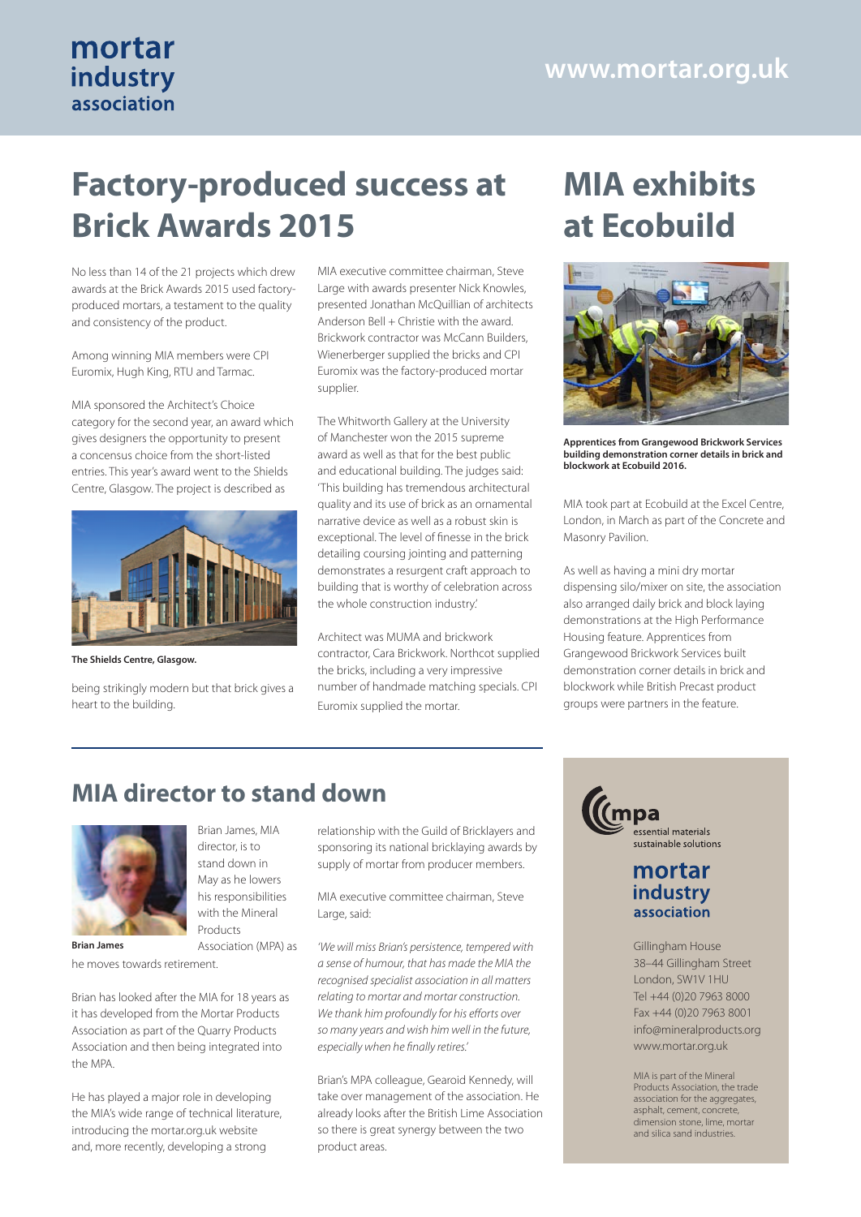# Factory-produced success at Brick Awards 2015

No less than 14 of the 21 projects which drew awards at the Brick Awards 2015 used factory-produced mortars, a testament to the quality and consistency of the product.

Among winning MIA members were CPI Euromix, Hugh King, RTU and Tarmac.

MIA sponsored the Architect's Choice category for the second year, an award which gives designers the opportunity to present a concensus choice from the short-listed entries. This year's award went to the Shields Centre, Glasgow. The project is described as being strikingly modern but that brick gives a heart to the building.

**The Shields Centre, Glasgow.**

MIA executive committee chairman, Steve Large with awards presenter Nick Knowles, presented Jonathan McQuillian of architects Anderson Bell + Christie with the award. Brickwork contractor was McCann Builders, Wienerberger supplied the bricks and CPI Euromix was the factory-produced mortar supplier.

The Whitworth Gallery at the University of Manchester won the 2015 supreme award as well as that for the best public and educational building. The judges said: 'This building has tremendous architectural quality and its use of brick as an ornamental narrative device as well as a robust skin is exceptional. The level of finesse in the brick detailing coursing jointing and patterning demonstrates a resurgent craft approach to building that is worthy of celebration across the whole construction industry.'

Architect was MUMA and brickwork contractor, Cara Brickwork. Northcot supplied the bricks, including a very impressive number of handmade matching specials. CPI Euromix supplied the mortar.

# MIA exhibits at Ecobuild

**Apprentices from Grangewood Brickwork Services building demonstration corner details in brick and blockwork at Ecobuild 2016.**

MIA took part at Ecobuild at the Excel Centre, London, in March as part of the Concrete and Masonry Pavilion.

As well as having a mini dry mortar dispensing silo/mixer on site, the association also arranged daily brick and block laying demonstrations at the High Performance Housing feature. Apprentices from Grangewood Brickwork Services built demonstration corner details in brick and blockwork while British Precast product groups were partners in the feature.

# MIA director to stand down

**Brian James**

Brian James, MIA director, is to stand down in May as he lowers his responsibilities with the Mineral Products Association (MPA) as he moves towards retirement.

Brian has looked after the MIA for 18 years as it has developed from the Mortar Products Association as part of the Quarry Products Association and then being integrated into the MPA.

He has played a major role in developing the MIA's wide range of technical literature, introducing the mortar.org.uk website and, more recently, developing a strong relationship with the Guild of Bricklayers and sponsoring its national bricklaying awards by supply of mortar from producer members.

MIA executive committee chairman, Steve Large, said:

*'We will miss Brian's persistence, tempered with a sense of humour, that has made the MIA the recognised specialist association in all matters relating to mortar and mortar construction. We thank him profoundly for his efforts over so many years and wish him well in the future, especially when he finally retires.'*

Brian's MPA colleague, Gearoid Kennedy, will take over management of the association. He already looks after the British Lime Association so there is great synergy between the two product areas.

mpa
essential materials
sustainable solutions

**mortar industry association**

Gillingham House
38–44 Gillingham Street
London, SW1V 1HU
Tel +44 (0)20 7963 8000
Fax +44 (0)20 7963 8001
info@mineralproducts.org
www.mortar.org.uk

MIA is part of the Mineral Products Association, the trade association for the aggregates, asphalt, cement, concrete, dimension stone, lime, mortar and silica sand industries.